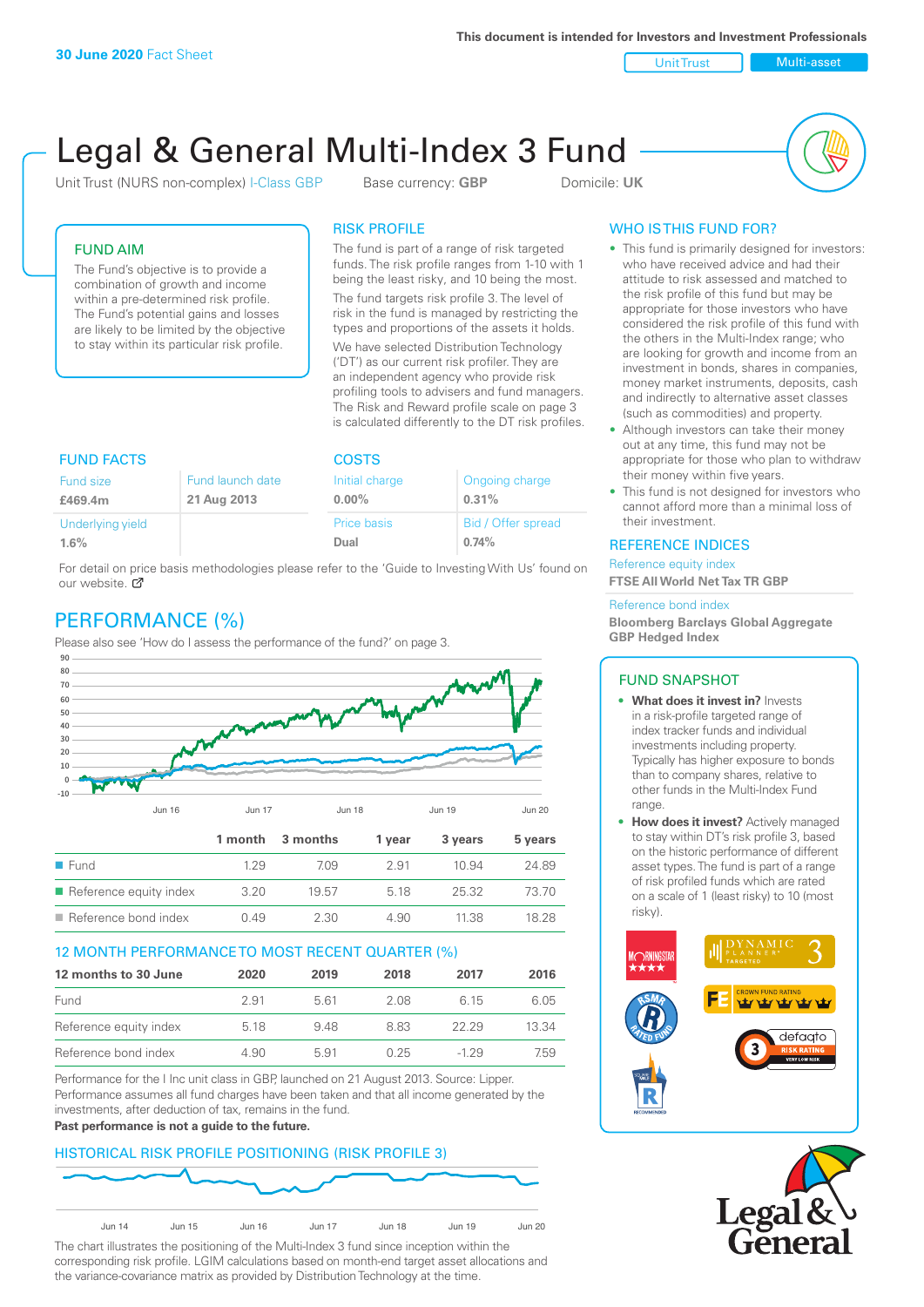**30 June 2020** Fact Sheet

This document is intended for Investors and Investment Professionals

Unit Trust | Multi-asset

# Legal & General Multi-Index 3 Fund

Unit Trust (NURS non-complex) I-Class GBP | Base currency: **GBP** | Domicile: **UK**

## FUND AIM

The Fund's objective is to provide a combination of growth and income within a pre-determined risk profile. The Fund's potential gains and losses are likely to be limited by the objective to stay within its particular risk profile.

## RISK PROFILE

The fund is part of a range of risk targeted funds. The risk profile ranges from 1-10 with 1 being the least risky, and 10 being the most.

The fund targets risk profile 3. The level of risk in the fund is managed by restricting the types and proportions of the assets it holds.

We have selected Distribution Technology ('DT') as our current risk profiler. They are an independent agency who provide risk profiling tools to advisers and fund managers. The Risk and Reward profile scale on page 3 is calculated differently to the DT risk profiles.

## WHO IS THIS FUND FOR?

- This fund is primarily designed for investors: who have received advice and had their attitude to risk assessed and matched to the risk profile of this fund but may be appropriate for those investors who have considered the risk profile of this fund with the others in the Multi-Index range; who are looking for growth and income from an investment in bonds, shares in companies, money market instruments, deposits, cash and indirectly to alternative asset classes (such as commodities) and property.
- Although investors can take their money out at any time, this fund may not be appropriate for those who plan to withdraw their money within five years.
- This fund is not designed for investors who cannot afford more than a minimal loss of their investment.

## FUND FACTS

| Fund size | Fund launch date |
|---|---|
| **£469.4m** | **21 Aug 2013** |
| Underlying yield | |
| **1.6%** | |

## COSTS

| Initial charge | Ongoing charge |
|---|---|
| **0.00%** | **0.31%** |
| Price basis | Bid / Offer spread |
| **Dual** | **0.74%** |

For detail on price basis methodologies please refer to the 'Guide to Investing With Us' found on our website.

## REFERENCE INDICES

Reference equity index

**FTSE All World Net Tax TR GBP**

Reference bond index

**Bloomberg Barclays Global Aggregate GBP Hedged Index**

## PERFORMANCE (%)

Please also see 'How do I assess the performance of the fund?' on page 3.

| | 1 month | 3 months | 1 year | 3 years | 5 years |
|---|---|---|---|---|---|
| Fund | 1.29 | 7.09 | 2.91 | 10.94 | 24.89 |
| Reference equity index | 3.20 | 19.57 | 5.18 | 25.32 | 73.70 |
| Reference bond index | 0.49 | 2.30 | 4.90 | 11.38 | 18.28 |

### 12 MONTH PERFORMANCE TO MOST RECENT QUARTER (%)

| 12 months to 30 June | 2020 | 2019 | 2018 | 2017 | 2016 |
|---|---|---|---|---|---|
| Fund | 2.91 | 5.61 | 2.08 | 6.15 | 6.05 |
| Reference equity index | 5.18 | 9.48 | 8.83 | 22.29 | 13.34 |
| Reference bond index | 4.90 | 5.91 | 0.25 | -1.29 | 7.59 |

Performance for the I Inc unit class in GBP, launched on 21 August 2013. Source: Lipper. Performance assumes all fund charges have been taken and that all income generated by the investments, after deduction of tax, remains in the fund.

**Past performance is not a guide to the future.**

## FUND SNAPSHOT

- **What does it invest in?** Invests in a risk-profile targeted range of index tracker funds and individual investments including property. Typically has higher exposure to bonds than to company shares, relative to other funds in the Multi-Index Fund range.
- **How does it invest?** Actively managed to stay within DT's risk profile 3, based on the historic performance of different asset types. The fund is part of a range of risk profiled funds which are rated on a scale of 1 (least risky) to 10 (most risky).

## HISTORICAL RISK PROFILE POSITIONING (RISK PROFILE 3)

The chart illustrates the positioning of the Multi-Index 3 fund since inception within the corresponding risk profile. LGIM calculations based on month-end target asset allocations and the variance-covariance matrix as provided by Distribution Technology at the time.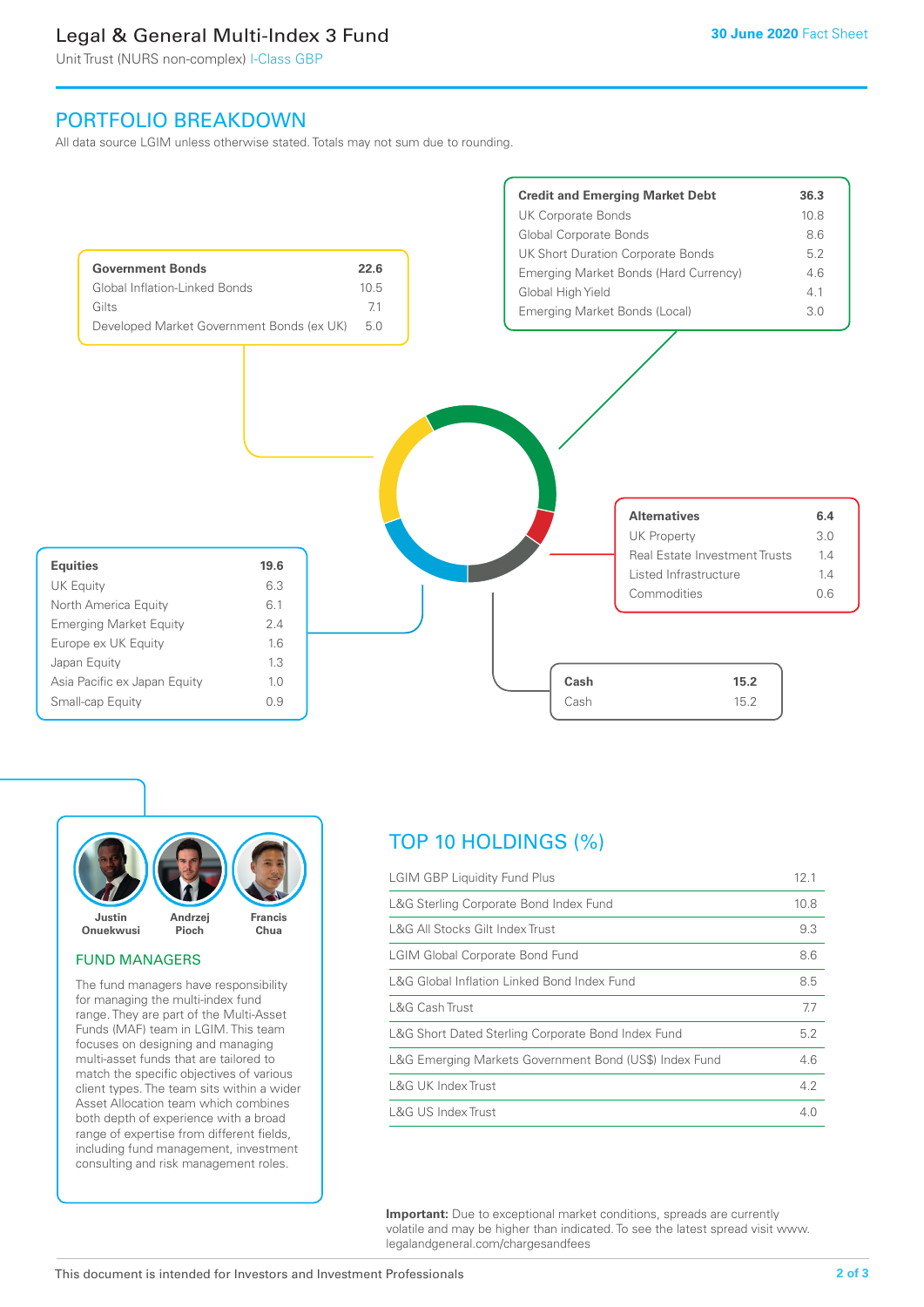## PORTFOLIO BREAKDOWN

All data source LGIM unless otherwise stated. Totals may not sum due to rounding.

| Government Bonds | 22.6 |
|---|---|
| Global Inflation-Linked Bonds | 10.5 |
| Gilts | 7.1 |
| Developed Market Government Bonds (ex UK) | 5.0 |

| Credit and Emerging Market Debt | 36.3 |
|---|---|
| UK Corporate Bonds | 10.8 |
| Global Corporate Bonds | 8.6 |
| UK Short Duration Corporate Bonds | 5.2 |
| Emerging Market Bonds (Hard Currency) | 4.6 |
| Global High Yield | 4.1 |
| Emerging Market Bonds (Local) | 3.0 |

| Alternatives | 6.4 |
|---|---|
| UK Property | 3.0 |
| Real Estate Investment Trusts | 1.4 |
| Listed Infrastructure | 1.4 |
| Commodities | 0.6 |

| Equities | 19.6 |
|---|---|
| UK Equity | 6.3 |
| North America Equity | 6.1 |
| Emerging Market Equity | 2.4 |
| Europe ex UK Equity | 1.6 |
| Japan Equity | 1.3 |
| Asia Pacific ex Japan Equity | 1.0 |
| Small-cap Equity | 0.9 |

| Cash | 15.2 |
|---|---|
| Cash | 15.2 |

Justin Onuekwusi, Andrzej Pioch, Francis Chua

### FUND MANAGERS

The fund managers have responsibility for managing the multi-index fund range. They are part of the Multi-Asset Funds (MAF) team in LGIM. This team focuses on designing and managing multi-asset funds that are tailored to match the specific objectives of various client types. The team sits within a wider Asset Allocation team which combines both depth of experience with a broad range of expertise from different fields, including fund management, investment consulting and risk management roles.

## TOP 10 HOLDINGS (%)

| Holding | % |
|---|---|
| LGIM GBP Liquidity Fund Plus | 12.1 |
| L&G Sterling Corporate Bond Index Fund | 10.8 |
| L&G All Stocks Gilt Index Trust | 9.3 |
| LGIM Global Corporate Bond Fund | 8.6 |
| L&G Global Inflation Linked Bond Index Fund | 8.5 |
| L&G Cash Trust | 7.7 |
| L&G Short Dated Sterling Corporate Bond Index Fund | 5.2 |
| L&G Emerging Markets Government Bond (US$) Index Fund | 4.6 |
| L&G UK Index Trust | 4.2 |
| L&G US Index Trust | 4.0 |

**Important:** Due to exceptional market conditions, spreads are currently volatile and may be higher than indicated. To see the latest spread visit www.legalandgeneral.com/chargesandfees

This document is intended for Investors and Investment Professionals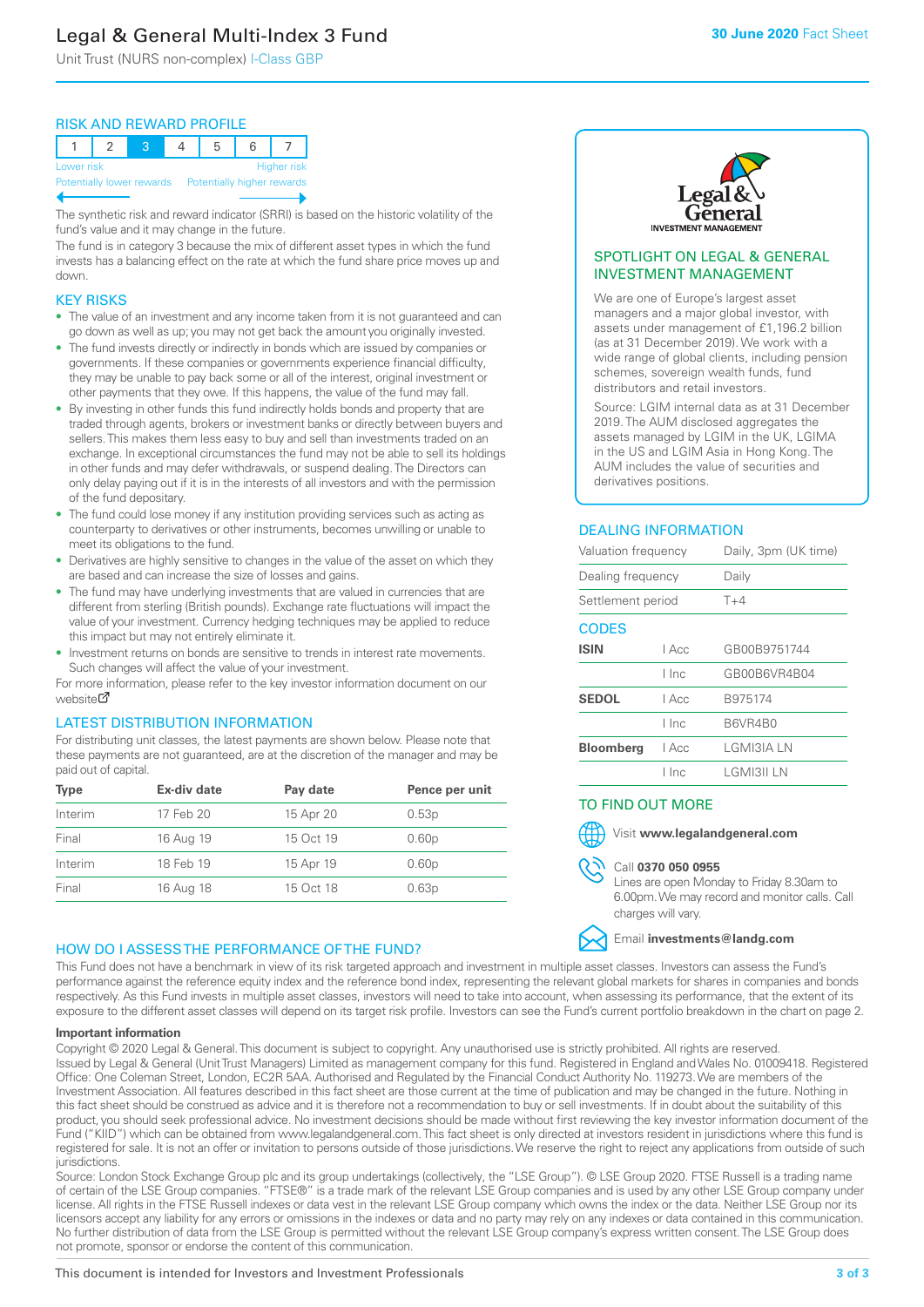# Legal & General Multi-Index 3 Fund

Unit Trust (NURS non-complex) I-Class GBP

**30 June 2020** Fact Sheet

## RISK AND REWARD PROFILE

| 1 | 2 | 3 | 4 | 5 | 6 | 7 |
|---|---|---|---|---|---|---|

Lower risk — Higher risk

Potentially lower rewards — Potentially higher rewards

The synthetic risk and reward indicator (SRRI) is based on the historic volatility of the fund's value and it may change in the future.

The fund is in category 3 because the mix of different asset types in which the fund invests has a balancing effect on the rate at which the fund share price moves up and down.

## KEY RISKS

- The value of an investment and any income taken from it is not guaranteed and can go down as well as up; you may not get back the amount you originally invested.
- The fund invests directly or indirectly in bonds which are issued by companies or governments. If these companies or governments experience financial difficulty, they may be unable to pay back some or all of the interest, original investment or other payments that they owe. If this happens, the value of the fund may fall.
- By investing in other funds this fund indirectly holds bonds and property that are traded through agents, brokers or investment banks or directly between buyers and sellers. This makes them less easy to buy and sell than investments traded on an exchange. In exceptional circumstances the fund may not be able to sell its holdings in other funds and may defer withdrawals, or suspend dealing. The Directors can only delay paying out if it is in the interests of all investors and with the permission of the fund depositary.
- The fund could lose money if any institution providing services such as acting as counterparty to derivatives or other instruments, becomes unwilling or unable to meet its obligations to the fund.
- Derivatives are highly sensitive to changes in the value of the asset on which they are based and can increase the size of losses and gains.
- The fund may have underlying investments that are valued in currencies that are different from sterling (British pounds). Exchange rate fluctuations will impact the value of your investment. Currency hedging techniques may be applied to reduce this impact but may not entirely eliminate it.
- Investment returns on bonds are sensitive to trends in interest rate movements. Such changes will affect the value of your investment.

For more information, please refer to the key investor information document on our website

## LATEST DISTRIBUTION INFORMATION

For distributing unit classes, the latest payments are shown below. Please note that these payments are not guaranteed, are at the discretion of the manager and may be paid out of capital.

| Type | Ex-div date | Pay date | Pence per unit |
|---|---|---|---|
| Interim | 17 Feb 20 | 15 Apr 20 | 0.53p |
| Final | 16 Aug 19 | 15 Oct 19 | 0.60p |
| Interim | 18 Feb 19 | 15 Apr 19 | 0.60p |
| Final | 16 Aug 18 | 15 Oct 18 | 0.63p |

## SPOTLIGHT ON LEGAL & GENERAL INVESTMENT MANAGEMENT

We are one of Europe's largest asset managers and a major global investor, with assets under management of £1,196.2 billion (as at 31 December 2019). We work with a wide range of global clients, including pension schemes, sovereign wealth funds, fund distributors and retail investors.

Source: LGIM internal data as at 31 December 2019. The AUM disclosed aggregates the assets managed by LGIM in the UK, LGIMA in the US and LGIM Asia in Hong Kong. The AUM includes the value of securities and derivatives positions.

## DEALING INFORMATION

| | |
|---|---|
| Valuation frequency | Daily, 3pm (UK time) |
| Dealing frequency | Daily |
| Settlement period | T+4 |

## CODES

| | | |
|---|---|---|
| **ISIN** | I Acc | GB00B9751744 |
| | I Inc | GB00B6VR4B04 |
| **SEDOL** | I Acc | B975174 |
| | I Inc | B6VR4B0 |
| **Bloomberg** | I Acc | LGMI3IA LN |
| | I Inc | LGMI3II LN |

## TO FIND OUT MORE

Visit **www.legalandgeneral.com**

Call **0370 050 0955**
Lines are open Monday to Friday 8.30am to 6.00pm. We may record and monitor calls. Call charges will vary.

Email **investments@landg.com**

## HOW DO I ASSESS THE PERFORMANCE OF THE FUND?

This Fund does not have a benchmark in view of its risk targeted approach and investment in multiple asset classes. Investors can assess the Fund's performance against the reference equity index and the reference bond index, representing the relevant global markets for shares in companies and bonds respectively. As this Fund invests in multiple asset classes, investors will need to take into account, when assessing its performance, that the extent of its exposure to the different asset classes will depend on its target risk profile. Investors can see the Fund's current portfolio breakdown in the chart on page 2.

**Important information**

Copyright © 2020 Legal & General. This document is subject to copyright. Any unauthorised use is strictly prohibited. All rights are reserved.

Issued by Legal & General (Unit Trust Managers) Limited as management company for this fund. Registered in England and Wales No. 01009418. Registered Office: One Coleman Street, London, EC2R 5AA. Authorised and Regulated by the Financial Conduct Authority No. 119273. We are members of the Investment Association. All features described in this fact sheet are those current at the time of publication and may be changed in the future. Nothing in this fact sheet should be construed as advice and it is therefore not a recommendation to buy or sell investments. If in doubt about the suitability of this product, you should seek professional advice. No investment decisions should be made without first reviewing the key investor information document of the Fund ("KIID") which can be obtained from www.legalandgeneral.com. This fact sheet is only directed at investors resident in jurisdictions where this fund is registered for sale. It is not an offer or invitation to persons outside of those jurisdictions. We reserve the right to reject any applications from outside of such jurisdictions.

Source: London Stock Exchange Group plc and its group undertakings (collectively, the "LSE Group"). © LSE Group 2020. FTSE Russell is a trading name of certain of the LSE Group companies. "FTSE®" is a trade mark of the relevant LSE Group companies and is used by any other LSE Group company under license. All rights in the FTSE Russell indexes or data vest in the relevant LSE Group company which owns the index or the data. Neither LSE Group nor its licensors accept any liability for any errors or omissions in the indexes or data and no party may rely on any indexes or data contained in this communication. No further distribution of data from the LSE Group is permitted without the relevant LSE Group company's express written consent. The LSE Group does not promote, sponsor or endorse the content of this communication.

This document is intended for Investors and Investment Professionals